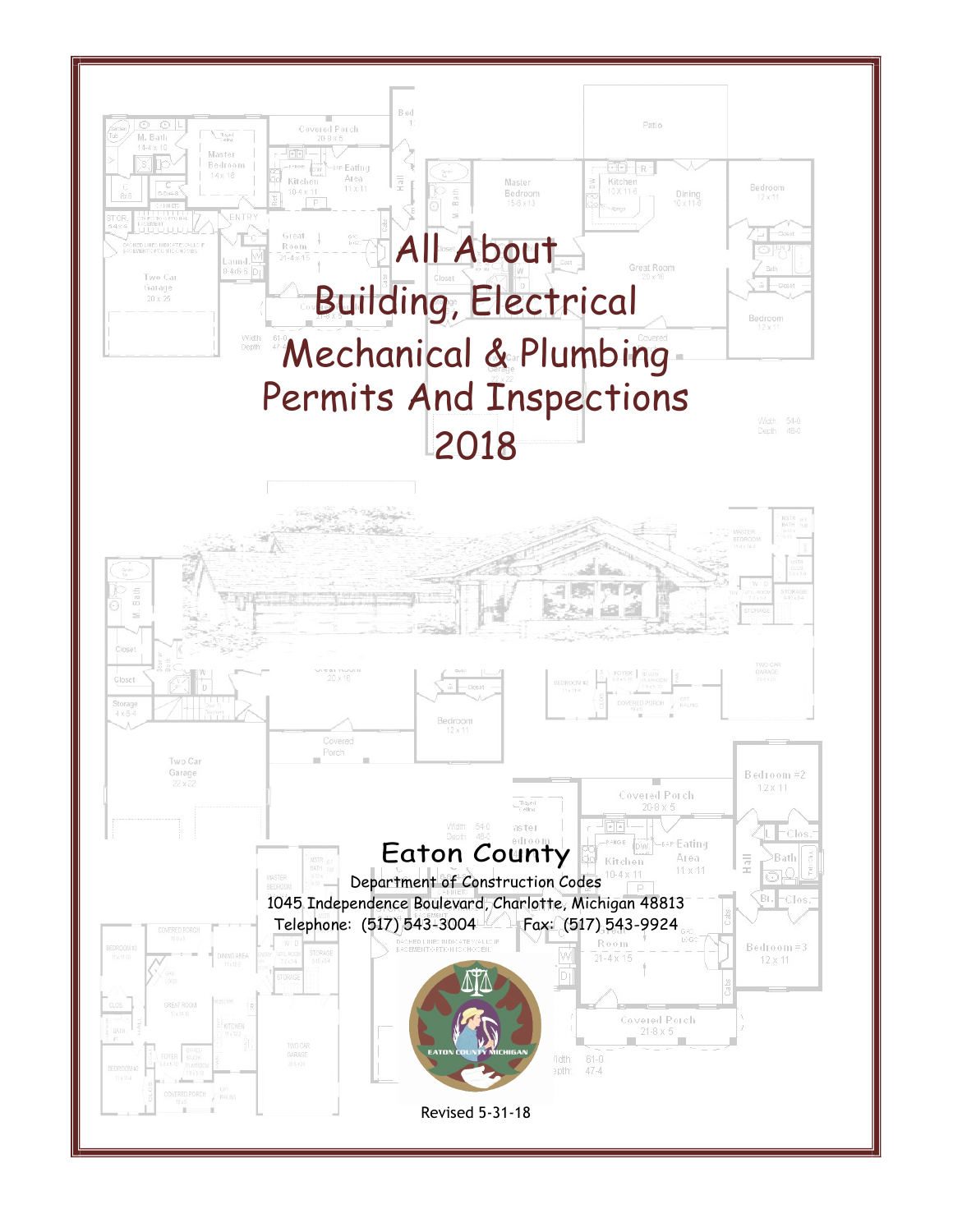# All About Building, Electrical Mechanical & Plumbing Permits And Inspections 2018

## Eaton County

Department of Construction Codes

1045 Independence Boulevard, Charlotte, Michigan 48813

Telephone: (517) 543-3004 Fax: (517) 543-9924

Revised 5-31-18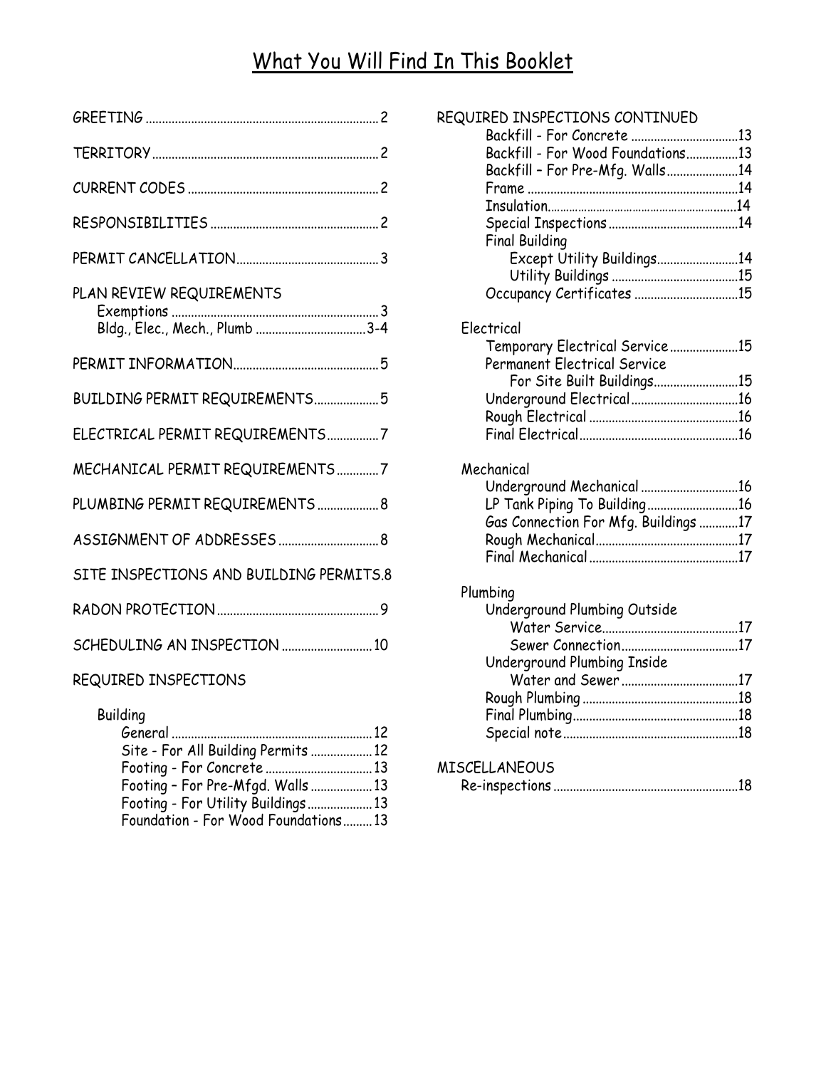# What You Will Find In This Booklet

- GREETING ........ 2
- TERRITORY ........ 2
- CURRENT CODES ........ 2
- RESPONSIBILITIES ........ 2
- PERMIT CANCELLATION ........ 3
- PLAN REVIEW REQUIREMENTS
  - Exemptions ........ 3
  - Bldg., Elec., Mech., Plumb ........ 3-4
- PERMIT INFORMATION ........ 5
- BUILDING PERMIT REQUIREMENTS ........ 5
- ELECTRICAL PERMIT REQUIREMENTS ........ 7
- MECHANICAL PERMIT REQUIREMENTS ........ 7
- PLUMBING PERMIT REQUIREMENTS ........ 8
- ASSIGNMENT OF ADDRESSES ........ 8
- SITE INSPECTIONS AND BUILDING PERMITS ........ 8
- RADON PROTECTION ........ 9
- SCHEDULING AN INSPECTION ........ 10
- REQUIRED INSPECTIONS
  - Building
    - General ........ 12
    - Site - For All Building Permits ........ 12
    - Footing - For Concrete ........ 13
    - Footing – For Pre-Mfgd. Walls ........ 13
    - Footing - For Utility Buildings ........ 13
    - Foundation - For Wood Foundations ........ 13
- REQUIRED INSPECTIONS CONTINUED
  - Backfill - For Concrete ........ 13
  - Backfill - For Wood Foundations ........ 13
  - Backfill – For Pre-Mfg. Walls ........ 14
  - Frame ........ 14
  - Insulation ........ 14
  - Special Inspections ........ 14
  - Final Building
    - Except Utility Buildings ........ 14
    - Utility Buildings ........ 15
  - Occupancy Certificates ........ 15
  - Electrical
    - Temporary Electrical Service ........ 15
    - Permanent Electrical Service For Site Built Buildings ........ 15
    - Underground Electrical ........ 16
    - Rough Electrical ........ 16
    - Final Electrical ........ 16
  - Mechanical
    - Underground Mechanical ........ 16
    - LP Tank Piping To Building ........ 16
    - Gas Connection For Mfg. Buildings ........ 17
    - Rough Mechanical ........ 17
    - Final Mechanical ........ 17
  - Plumbing
    - Underground Plumbing Outside
      - Water Service ........ 17
      - Sewer Connection ........ 17
    - Underground Plumbing Inside
      - Water and Sewer ........ 17
    - Rough Plumbing ........ 18
    - Final Plumbing ........ 18
    - Special note ........ 18
- MISCELLANEOUS
  - Re-inspections ........ 18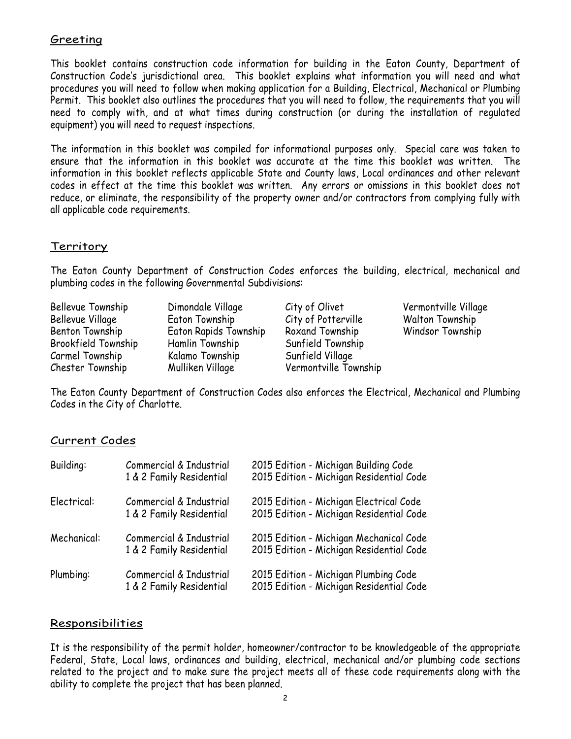## Greeting

This booklet contains construction code information for building in the Eaton County, Department of Construction Code's jurisdictional area. This booklet explains what information you will need and what procedures you will need to follow when making application for a Building, Electrical, Mechanical or Plumbing Permit. This booklet also outlines the procedures that you will need to follow, the requirements that you will need to comply with, and at what times during construction (or during the installation of regulated equipment) you will need to request inspections.

The information in this booklet was compiled for informational purposes only. Special care was taken to ensure that the information in this booklet was accurate at the time this booklet was written. The information in this booklet reflects applicable State and County laws, Local ordinances and other relevant codes in effect at the time this booklet was written. Any errors or omissions in this booklet does not reduce, or eliminate, the responsibility of the property owner and/or contractors from complying fully with all applicable code requirements.

## Territory

The Eaton County Department of Construction Codes enforces the building, electrical, mechanical and plumbing codes in the following Governmental Subdivisions:

- Bellevue Township
- Bellevue Village
- Benton Township
- Brookfield Township
- Carmel Township
- Chester Township
- Dimondale Village
- Eaton Township
- Eaton Rapids Township
- Hamlin Township
- Kalamo Township
- Mulliken Village
- City of Olivet
- City of Potterville
- Roxand Township
- Sunfield Township
- Sunfield Village
- Vermontville Township
- Vermontville Village
- Walton Township
- Windsor Township

The Eaton County Department of Construction Codes also enforces the Electrical, Mechanical and Plumbing Codes in the City of Charlotte.

## Current Codes

| | | |
|---|---|---|
| Building: | Commercial & Industrial | 2015 Edition - Michigan Building Code |
| | 1 & 2 Family Residential | 2015 Edition - Michigan Residential Code |
| Electrical: | Commercial & Industrial | 2015 Edition - Michigan Electrical Code |
| | 1 & 2 Family Residential | 2015 Edition - Michigan Residential Code |
| Mechanical: | Commercial & Industrial | 2015 Edition - Michigan Mechanical Code |
| | 1 & 2 Family Residential | 2015 Edition - Michigan Residential Code |
| Plumbing: | Commercial & Industrial | 2015 Edition - Michigan Plumbing Code |
| | 1 & 2 Family Residential | 2015 Edition - Michigan Residential Code |

## Responsibilities

It is the responsibility of the permit holder, homeowner/contractor to be knowledgeable of the appropriate Federal, State, Local laws, ordinances and building, electrical, mechanical and/or plumbing code sections related to the project and to make sure the project meets all of these code requirements along with the ability to complete the project that has been planned.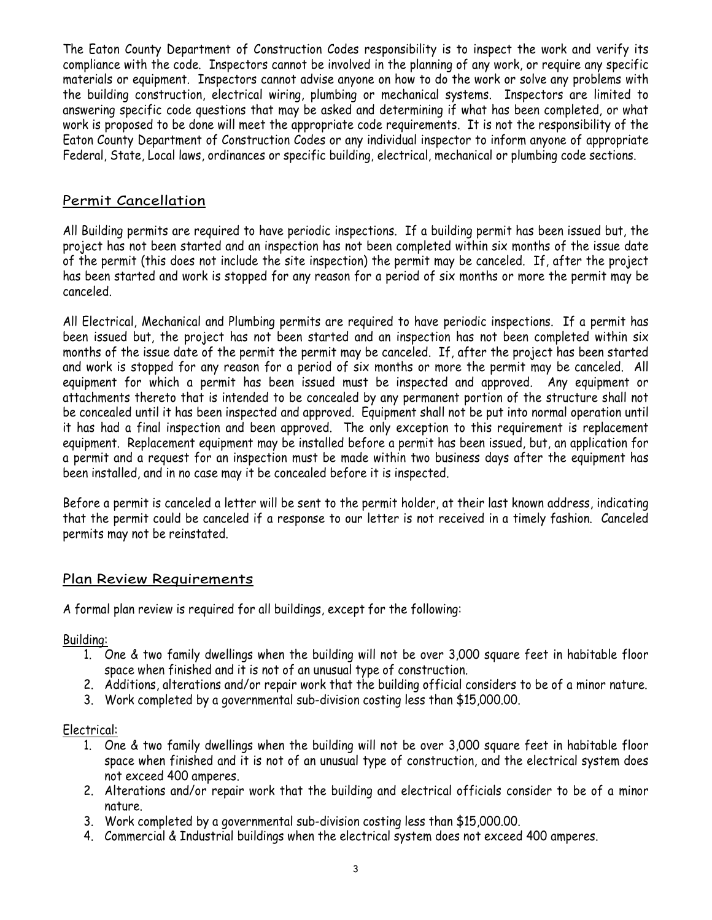The Eaton County Department of Construction Codes responsibility is to inspect the work and verify its compliance with the code. Inspectors cannot be involved in the planning of any work, or require any specific materials or equipment. Inspectors cannot advise anyone on how to do the work or solve any problems with the building construction, electrical wiring, plumbing or mechanical systems. Inspectors are limited to answering specific code questions that may be asked and determining if what has been completed, or what work is proposed to be done will meet the appropriate code requirements. It is not the responsibility of the Eaton County Department of Construction Codes or any individual inspector to inform anyone of appropriate Federal, State, Local laws, ordinances or specific building, electrical, mechanical or plumbing code sections.

## Permit Cancellation

All Building permits are required to have periodic inspections. If a building permit has been issued but, the project has not been started and an inspection has not been completed within six months of the issue date of the permit (this does not include the site inspection) the permit may be canceled. If, after the project has been started and work is stopped for any reason for a period of six months or more the permit may be canceled.

All Electrical, Mechanical and Plumbing permits are required to have periodic inspections. If a permit has been issued but, the project has not been started and an inspection has not been completed within six months of the issue date of the permit the permit may be canceled. If, after the project has been started and work is stopped for any reason for a period of six months or more the permit may be canceled. All equipment for which a permit has been issued must be inspected and approved. Any equipment or attachments thereto that is intended to be concealed by any permanent portion of the structure shall not be concealed until it has been inspected and approved. Equipment shall not be put into normal operation until it has had a final inspection and been approved. The only exception to this requirement is replacement equipment. Replacement equipment may be installed before a permit has been issued, but, an application for a permit and a request for an inspection must be made within two business days after the equipment has been installed, and in no case may it be concealed before it is inspected.

Before a permit is canceled a letter will be sent to the permit holder, at their last known address, indicating that the permit could be canceled if a response to our letter is not received in a timely fashion. Canceled permits may not be reinstated.

## Plan Review Requirements

A formal plan review is required for all buildings, except for the following:

Building:

1. One & two family dwellings when the building will not be over 3,000 square feet in habitable floor space when finished and it is not of an unusual type of construction.
2. Additions, alterations and/or repair work that the building official considers to be of a minor nature.
3. Work completed by a governmental sub-division costing less than $15,000.00.

Electrical:

1. One & two family dwellings when the building will not be over 3,000 square feet in habitable floor space when finished and it is not of an unusual type of construction, and the electrical system does not exceed 400 amperes.
2. Alterations and/or repair work that the building and electrical officials consider to be of a minor nature.
3. Work completed by a governmental sub-division costing less than $15,000.00.
4. Commercial & Industrial buildings when the electrical system does not exceed 400 amperes.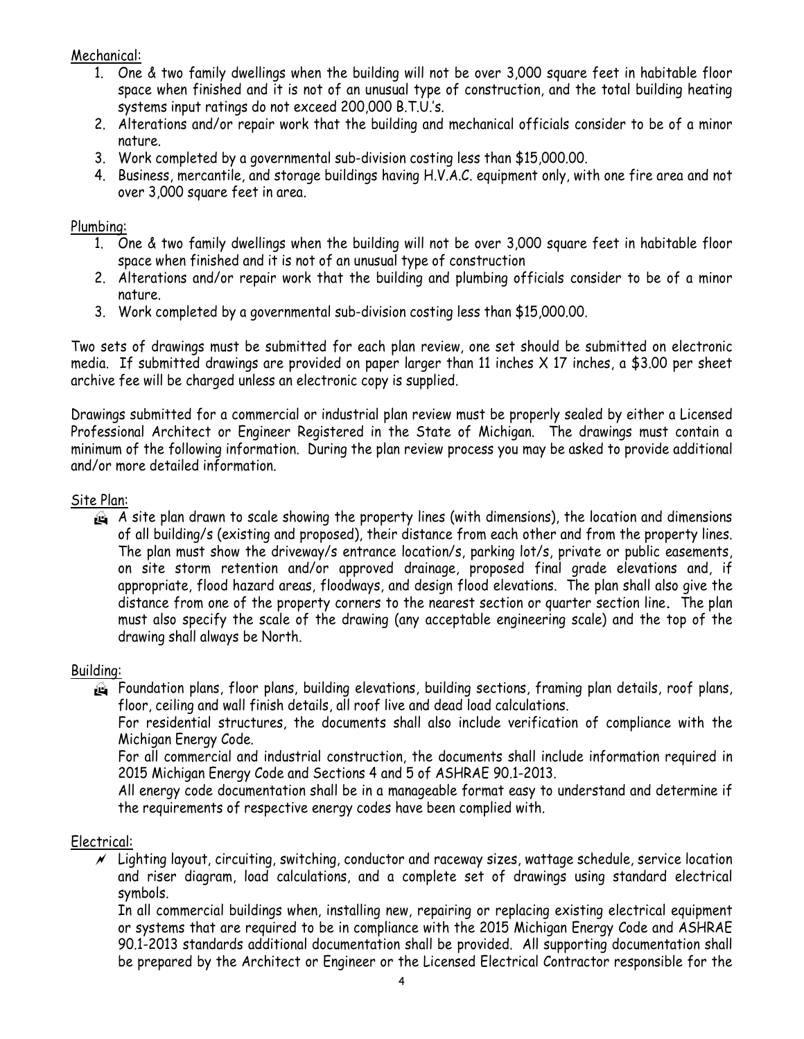Mechanical:

1. One & two family dwellings when the building will not be over 3,000 square feet in habitable floor space when finished and it is not of an unusual type of construction, and the total building heating systems input ratings do not exceed 200,000 B.T.U.'s.
2. Alterations and/or repair work that the building and mechanical officials consider to be of a minor nature.
3. Work completed by a governmental sub-division costing less than $15,000.00.
4. Business, mercantile, and storage buildings having H.V.A.C. equipment only, with one fire area and not over 3,000 square feet in area.

Plumbing:

1. One & two family dwellings when the building will not be over 3,000 square feet in habitable floor space when finished and it is not of an unusual type of construction
2. Alterations and/or repair work that the building and plumbing officials consider to be of a minor nature.
3. Work completed by a governmental sub-division costing less than $15,000.00.

Two sets of drawings must be submitted for each plan review, one set should be submitted on electronic media. If submitted drawings are provided on paper larger than 11 inches X 17 inches, a $3.00 per sheet archive fee will be charged unless an electronic copy is supplied.

Drawings submitted for a commercial or industrial plan review must be properly sealed by either a Licensed Professional Architect or Engineer Registered in the State of Michigan. The drawings must contain a minimum of the following information. During the plan review process you may be asked to provide additional and/or more detailed information.

Site Plan:

- A site plan drawn to scale showing the property lines (with dimensions), the location and dimensions of all building/s (existing and proposed), their distance from each other and from the property lines. The plan must show the driveway/s entrance location/s, parking lot/s, private or public easements, on site storm retention and/or approved drainage, proposed final grade elevations and, if appropriate, flood hazard areas, floodways, and design flood elevations. The plan shall also give the distance from one of the property corners to the nearest section or quarter section line. The plan must also specify the scale of the drawing (any acceptable engineering scale) and the top of the drawing shall always be North.

Building:

- Foundation plans, floor plans, building elevations, building sections, framing plan details, roof plans, floor, ceiling and wall finish details, all roof live and dead load calculations.

  For residential structures, the documents shall also include verification of compliance with the Michigan Energy Code.

  For all commercial and industrial construction, the documents shall include information required in 2015 Michigan Energy Code and Sections 4 and 5 of ASHRAE 90.1-2013.

  All energy code documentation shall be in a manageable format easy to understand and determine if the requirements of respective energy codes have been complied with.

Electrical:

- Lighting layout, circuiting, switching, conductor and raceway sizes, wattage schedule, service location and riser diagram, load calculations, and a complete set of drawings using standard electrical symbols.

  In all commercial buildings when, installing new, repairing or replacing existing electrical equipment or systems that are required to be in compliance with the 2015 Michigan Energy Code and ASHRAE 90.1-2013 standards additional documentation shall be provided. All supporting documentation shall be prepared by the Architect or Engineer or the Licensed Electrical Contractor responsible for the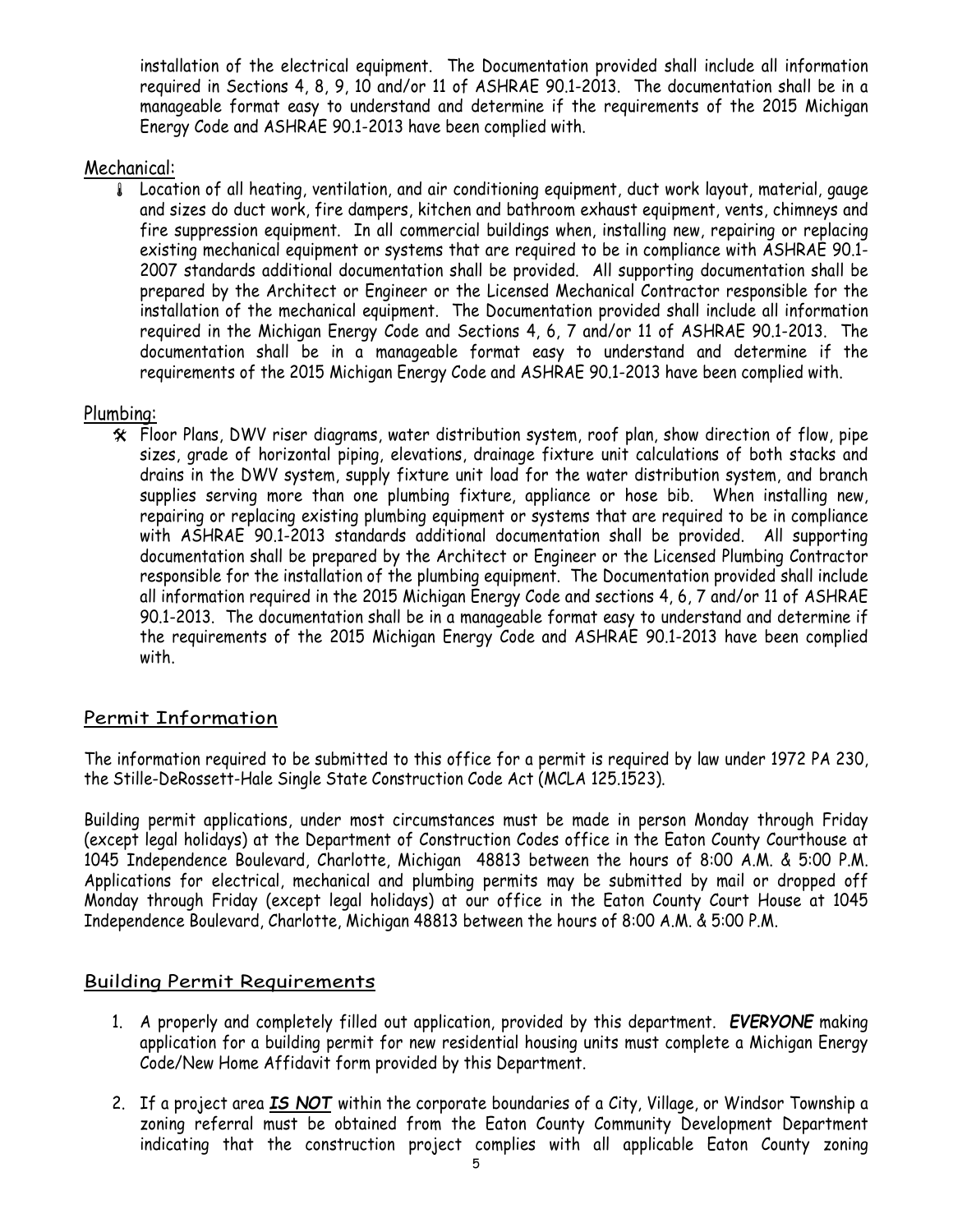installation of the electrical equipment. The Documentation provided shall include all information required in Sections 4, 8, 9, 10 and/or 11 of ASHRAE 90.1-2013. The documentation shall be in a manageable format easy to understand and determine if the requirements of the 2015 Michigan Energy Code and ASHRAE 90.1-2013 have been complied with.

## Mechanical:

- Location of all heating, ventilation, and air conditioning equipment, duct work layout, material, gauge and sizes do duct work, fire dampers, kitchen and bathroom exhaust equipment, vents, chimneys and fire suppression equipment. In all commercial buildings when, installing new, repairing or replacing existing mechanical equipment or systems that are required to be in compliance with ASHRAE 90.1-2007 standards additional documentation shall be provided. All supporting documentation shall be prepared by the Architect or Engineer or the Licensed Mechanical Contractor responsible for the installation of the mechanical equipment. The Documentation provided shall include all information required in the Michigan Energy Code and Sections 4, 6, 7 and/or 11 of ASHRAE 90.1-2013. The documentation shall be in a manageable format easy to understand and determine if the requirements of the 2015 Michigan Energy Code and ASHRAE 90.1-2013 have been complied with.

## Plumbing:

- Floor Plans, DWV riser diagrams, water distribution system, roof plan, show direction of flow, pipe sizes, grade of horizontal piping, elevations, drainage fixture unit calculations of both stacks and drains in the DWV system, supply fixture unit load for the water distribution system, and branch supplies serving more than one plumbing fixture, appliance or hose bib. When installing new, repairing or replacing existing plumbing equipment or systems that are required to be in compliance with ASHRAE 90.1-2013 standards additional documentation shall be provided. All supporting documentation shall be prepared by the Architect or Engineer or the Licensed Plumbing Contractor responsible for the installation of the plumbing equipment. The Documentation provided shall include all information required in the 2015 Michigan Energy Code and sections 4, 6, 7 and/or 11 of ASHRAE 90.1-2013. The documentation shall be in a manageable format easy to understand and determine if the requirements of the 2015 Michigan Energy Code and ASHRAE 90.1-2013 have been complied with.

## Permit Information

The information required to be submitted to this office for a permit is required by law under 1972 PA 230, the Stille-DeRossett-Hale Single State Construction Code Act (MCLA 125.1523).

Building permit applications, under most circumstances must be made in person Monday through Friday (except legal holidays) at the Department of Construction Codes office in the Eaton County Courthouse at 1045 Independence Boulevard, Charlotte, Michigan 48813 between the hours of 8:00 A.M. & 5:00 P.M. Applications for electrical, mechanical and plumbing permits may be submitted by mail or dropped off Monday through Friday (except legal holidays) at our office in the Eaton County Court House at 1045 Independence Boulevard, Charlotte, Michigan 48813 between the hours of 8:00 A.M. & 5:00 P.M.

## Building Permit Requirements

1. A properly and completely filled out application, provided by this department. ***EVERYONE*** making application for a building permit for new residential housing units must complete a Michigan Energy Code/New Home Affidavit form provided by this Department.
2. If a project area ***IS NOT*** within the corporate boundaries of a City, Village, or Windsor Township a zoning referral must be obtained from the Eaton County Community Development Department indicating that the construction project complies with all applicable Eaton County zoning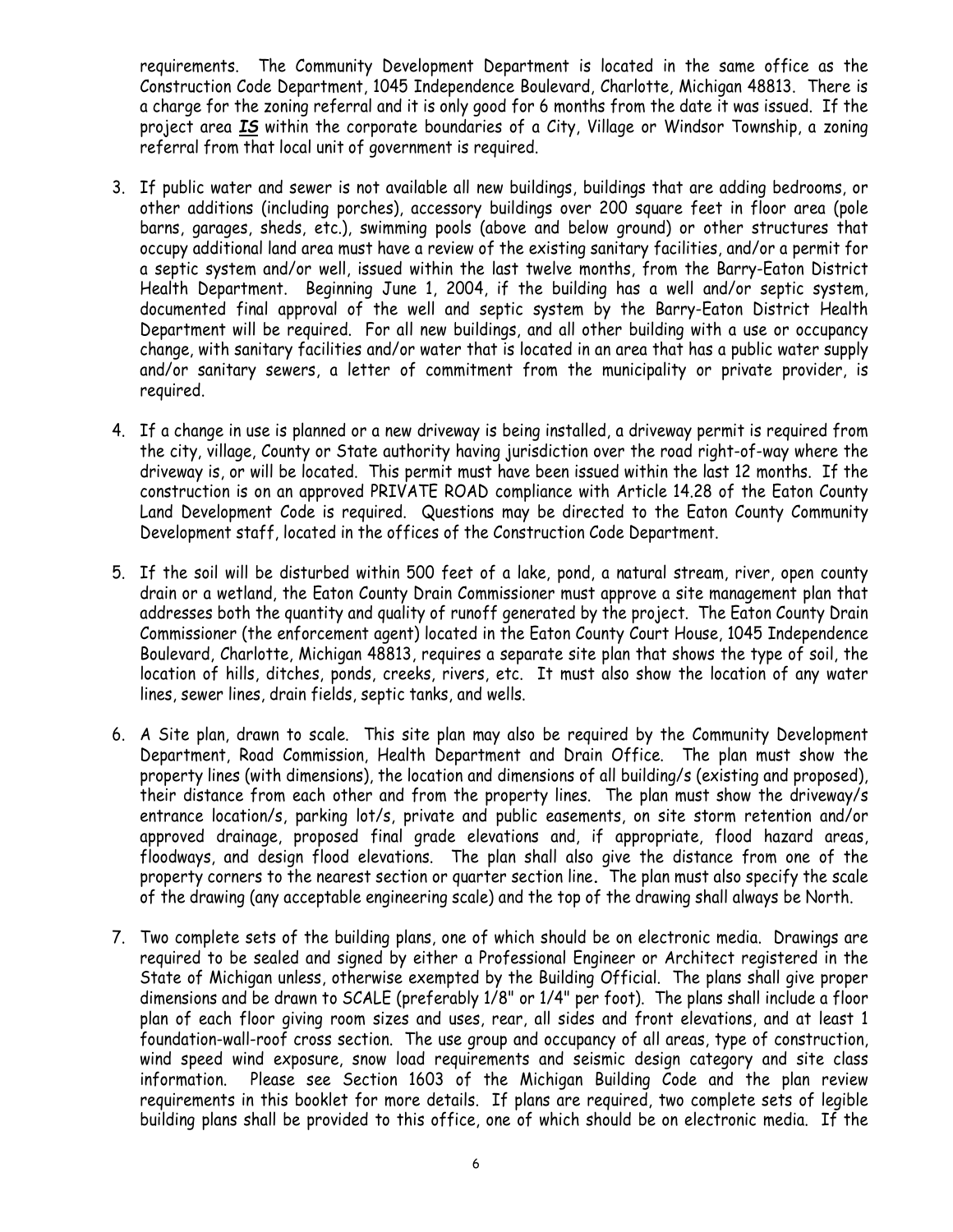requirements. The Community Development Department is located in the same office as the Construction Code Department, 1045 Independence Boulevard, Charlotte, Michigan 48813. There is a charge for the zoning referral and it is only good for 6 months from the date it was issued. If the project area ***IS*** within the corporate boundaries of a City, Village or Windsor Township, a zoning referral from that local unit of government is required.

3. If public water and sewer is not available all new buildings, buildings that are adding bedrooms, or other additions (including porches), accessory buildings over 200 square feet in floor area (pole barns, garages, sheds, etc.), swimming pools (above and below ground) or other structures that occupy additional land area must have a review of the existing sanitary facilities, and/or a permit for a septic system and/or well, issued within the last twelve months, from the Barry-Eaton District Health Department. Beginning June 1, 2004, if the building has a well and/or septic system, documented final approval of the well and septic system by the Barry-Eaton District Health Department will be required. For all new buildings, and all other building with a use or occupancy change, with sanitary facilities and/or water that is located in an area that has a public water supply and/or sanitary sewers, a letter of commitment from the municipality or private provider, is required.

4. If a change in use is planned or a new driveway is being installed, a driveway permit is required from the city, village, County or State authority having jurisdiction over the road right-of-way where the driveway is, or will be located. This permit must have been issued within the last 12 months. If the construction is on an approved PRIVATE ROAD compliance with Article 14.28 of the Eaton County Land Development Code is required. Questions may be directed to the Eaton County Community Development staff, located in the offices of the Construction Code Department.

5. If the soil will be disturbed within 500 feet of a lake, pond, a natural stream, river, open county drain or a wetland, the Eaton County Drain Commissioner must approve a site management plan that addresses both the quantity and quality of runoff generated by the project. The Eaton County Drain Commissioner (the enforcement agent) located in the Eaton County Court House, 1045 Independence Boulevard, Charlotte, Michigan 48813, requires a separate site plan that shows the type of soil, the location of hills, ditches, ponds, creeks, rivers, etc. It must also show the location of any water lines, sewer lines, drain fields, septic tanks, and wells.

6. A Site plan, drawn to scale. This site plan may also be required by the Community Development Department, Road Commission, Health Department and Drain Office. The plan must show the property lines (with dimensions), the location and dimensions of all building/s (existing and proposed), their distance from each other and from the property lines. The plan must show the driveway/s entrance location/s, parking lot/s, private and public easements, on site storm retention and/or approved drainage, proposed final grade elevations and, if appropriate, flood hazard areas, floodways, and design flood elevations. The plan shall also give the distance from one of the property corners to the nearest section or quarter section line**.** The plan must also specify the scale of the drawing (any acceptable engineering scale) and the top of the drawing shall always be North.

7. Two complete sets of the building plans, one of which should be on electronic media. Drawings are required to be sealed and signed by either a Professional Engineer or Architect registered in the State of Michigan unless, otherwise exempted by the Building Official. The plans shall give proper dimensions and be drawn to SCALE (preferably 1/8" or 1/4" per foot). The plans shall include a floor plan of each floor giving room sizes and uses, rear, all sides and front elevations, and at least 1 foundation-wall-roof cross section. The use group and occupancy of all areas, type of construction, wind speed wind exposure, snow load requirements and seismic design category and site class information. Please see Section 1603 of the Michigan Building Code and the plan review requirements in this booklet for more details. If plans are required, two complete sets of legible building plans shall be provided to this office, one of which should be on electronic media. If the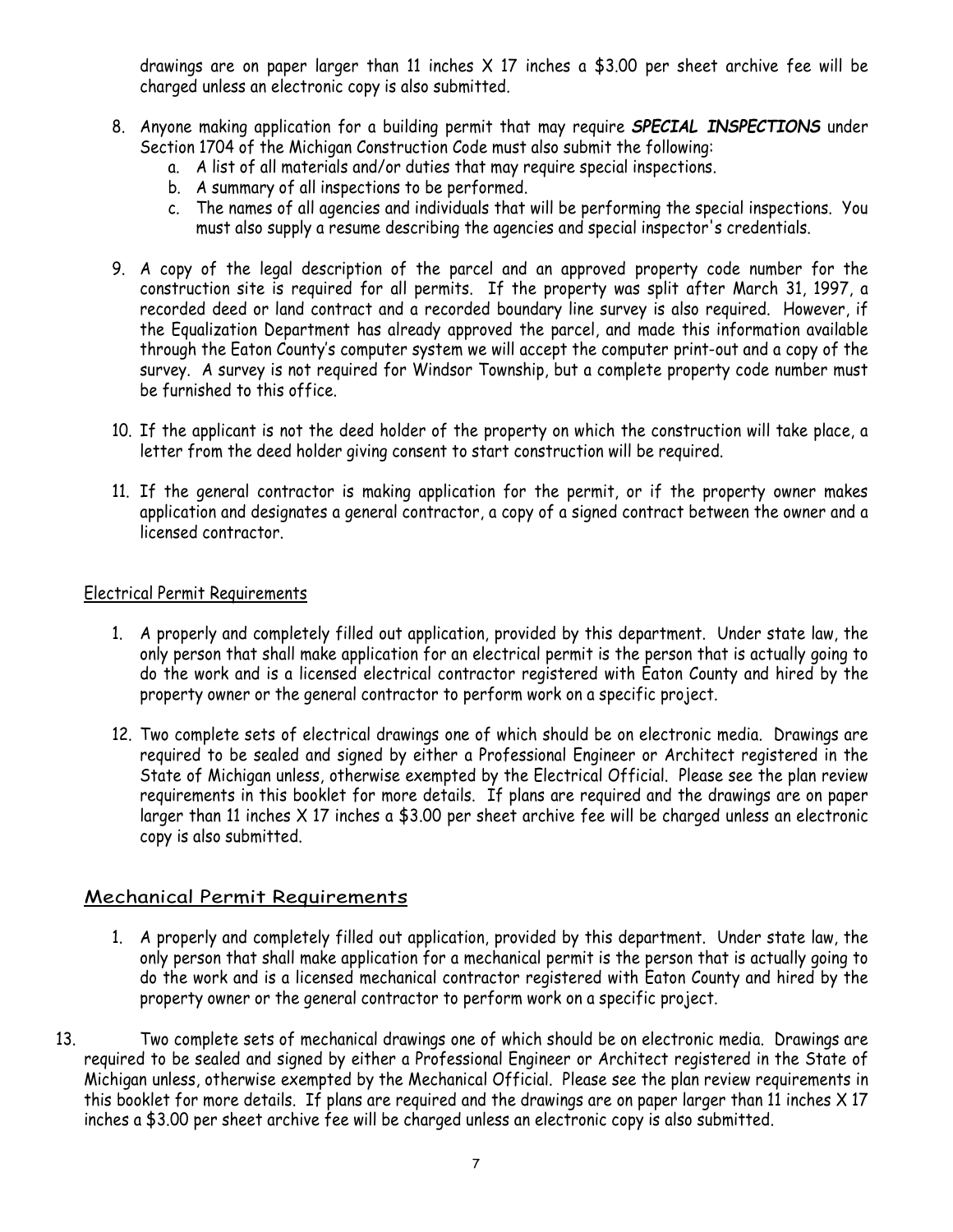drawings are on paper larger than 11 inches X 17 inches a $3.00 per sheet archive fee will be charged unless an electronic copy is also submitted.

8. Anyone making application for a building permit that may require ***SPECIAL INSPECTIONS*** under Section 1704 of the Michigan Construction Code must also submit the following:
   a. A list of all materials and/or duties that may require special inspections.
   b. A summary of all inspections to be performed.
   c. The names of all agencies and individuals that will be performing the special inspections. You must also supply a resume describing the agencies and special inspector's credentials.

9. A copy of the legal description of the parcel and an approved property code number for the construction site is required for all permits. If the property was split after March 31, 1997, a recorded deed or land contract and a recorded boundary line survey is also required. However, if the Equalization Department has already approved the parcel, and made this information available through the Eaton County's computer system we will accept the computer print-out and a copy of the survey. A survey is not required for Windsor Township, but a complete property code number must be furnished to this office.

10. If the applicant is not the deed holder of the property on which the construction will take place, a letter from the deed holder giving consent to start construction will be required.

11. If the general contractor is making application for the permit, or if the property owner makes application and designates a general contractor, a copy of a signed contract between the owner and a licensed contractor.

Electrical Permit Requirements

1. A properly and completely filled out application, provided by this department. Under state law, the only person that shall make application for an electrical permit is the person that is actually going to do the work and is a licensed electrical contractor registered with Eaton County and hired by the property owner or the general contractor to perform work on a specific project.

12. Two complete sets of electrical drawings one of which should be on electronic media. Drawings are required to be sealed and signed by either a Professional Engineer or Architect registered in the State of Michigan unless, otherwise exempted by the Electrical Official. Please see the plan review requirements in this booklet for more details. If plans are required and the drawings are on paper larger than 11 inches X 17 inches a $3.00 per sheet archive fee will be charged unless an electronic copy is also submitted.

## Mechanical Permit Requirements

1. A properly and completely filled out application, provided by this department. Under state law, the only person that shall make application for a mechanical permit is the person that is actually going to do the work and is a licensed mechanical contractor registered with Eaton County and hired by the property owner or the general contractor to perform work on a specific project.

13. Two complete sets of mechanical drawings one of which should be on electronic media. Drawings are required to be sealed and signed by either a Professional Engineer or Architect registered in the State of Michigan unless, otherwise exempted by the Mechanical Official. Please see the plan review requirements in this booklet for more details. If plans are required and the drawings are on paper larger than 11 inches X 17 inches a $3.00 per sheet archive fee will be charged unless an electronic copy is also submitted.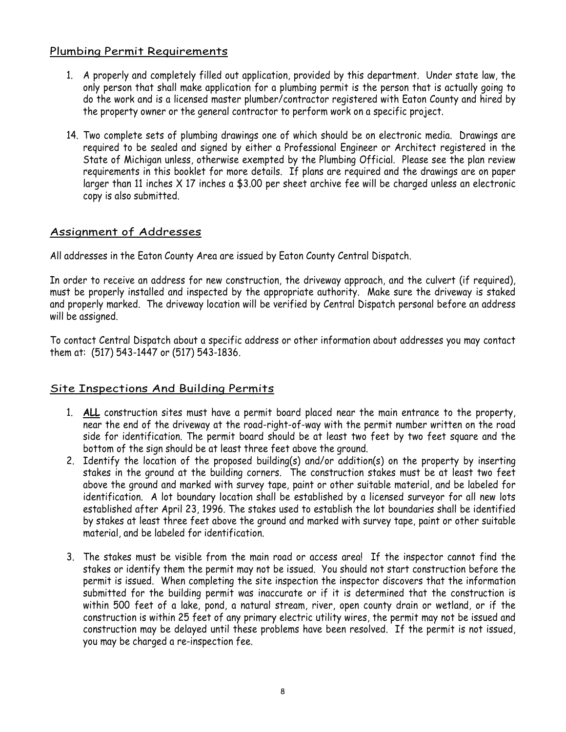## Plumbing Permit Requirements

1. A properly and completely filled out application, provided by this department. Under state law, the only person that shall make application for a plumbing permit is the person that is actually going to do the work and is a licensed master plumber/contractor registered with Eaton County and hired by the property owner or the general contractor to perform work on a specific project.

14. Two complete sets of plumbing drawings one of which should be on electronic media. Drawings are required to be sealed and signed by either a Professional Engineer or Architect registered in the State of Michigan unless, otherwise exempted by the Plumbing Official. Please see the plan review requirements in this booklet for more details. If plans are required and the drawings are on paper larger than 11 inches X 17 inches a $3.00 per sheet archive fee will be charged unless an electronic copy is also submitted.

## Assignment of Addresses

All addresses in the Eaton County Area are issued by Eaton County Central Dispatch.

In order to receive an address for new construction, the driveway approach, and the culvert (if required), must be properly installed and inspected by the appropriate authority. Make sure the driveway is staked and properly marked. The driveway location will be verified by Central Dispatch personal before an address will be assigned.

To contact Central Dispatch about a specific address or other information about addresses you may contact them at: (517) 543-1447 or (517) 543-1836.

## Site Inspections And Building Permits

1. **ALL** construction sites must have a permit board placed near the main entrance to the property, near the end of the driveway at the road-right-of-way with the permit number written on the road side for identification. The permit board should be at least two feet by two feet square and the bottom of the sign should be at least three feet above the ground.
2. Identify the location of the proposed building(s) and/or addition(s) on the property by inserting stakes in the ground at the building corners. The construction stakes must be at least two feet above the ground and marked with survey tape, paint or other suitable material, and be labeled for identification. A lot boundary location shall be established by a licensed surveyor for all new lots established after April 23, 1996. The stakes used to establish the lot boundaries shall be identified by stakes at least three feet above the ground and marked with survey tape, paint or other suitable material, and be labeled for identification.
3. The stakes must be visible from the main road or access area! If the inspector cannot find the stakes or identify them the permit may not be issued. You should not start construction before the permit is issued. When completing the site inspection the inspector discovers that the information submitted for the building permit was inaccurate or if it is determined that the construction is within 500 feet of a lake, pond, a natural stream, river, open county drain or wetland, or if the construction is within 25 feet of any primary electric utility wires, the permit may not be issued and construction may be delayed until these problems have been resolved. If the permit is not issued, you may be charged a re-inspection fee.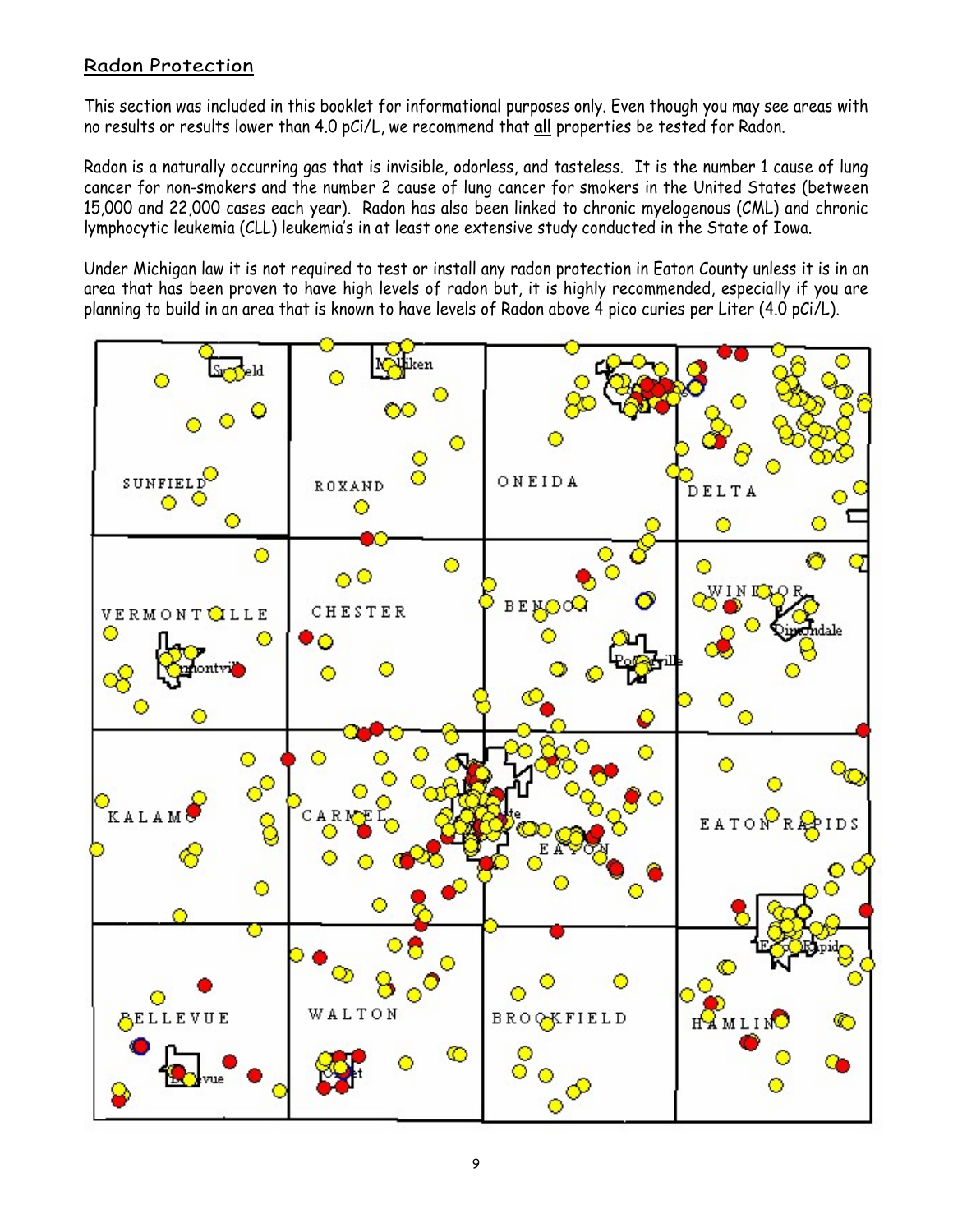## Radon Protection

This section was included in this booklet for informational purposes only. Even though you may see areas with no results or results lower than 4.0 pCi/L, we recommend that **all** properties be tested for Radon.

Radon is a naturally occurring gas that is invisible, odorless, and tasteless. It is the number 1 cause of lung cancer for non-smokers and the number 2 cause of lung cancer for smokers in the United States (between 15,000 and 22,000 cases each year). Radon has also been linked to chronic myelogenous (CML) and chronic lymphocytic leukemia (CLL) leukemia's in at least one extensive study conducted in the State of Iowa.

Under Michigan law it is not required to test or install any radon protection in Eaton County unless it is in an area that has been proven to have high levels of radon but, it is highly recommended, especially if you are planning to build in an area that is known to have levels of Radon above 4 pico curies per Liter (4.0 pCi/L).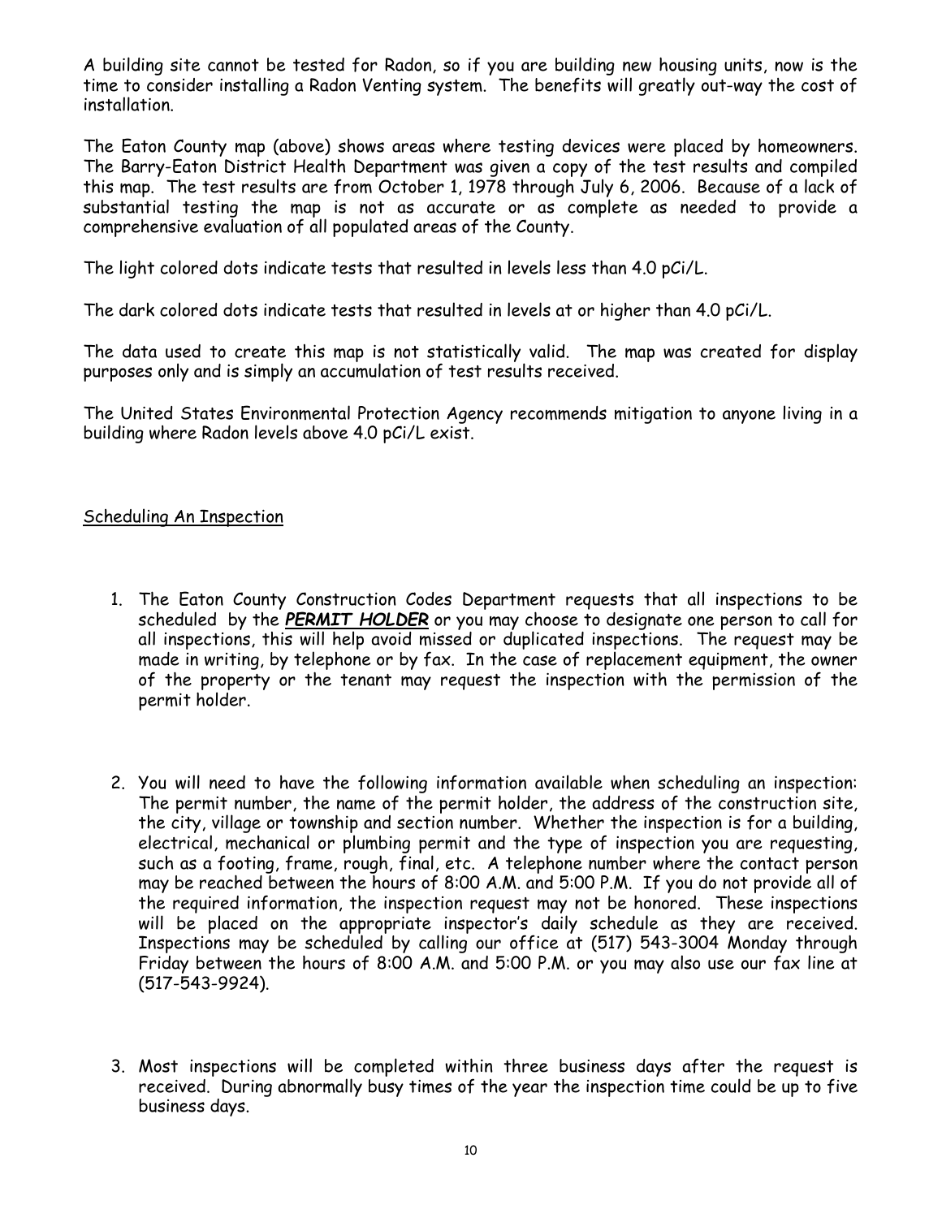A building site cannot be tested for Radon, so if you are building new housing units, now is the time to consider installing a Radon Venting system. The benefits will greatly out-way the cost of installation.

The Eaton County map (above) shows areas where testing devices were placed by homeowners. The Barry-Eaton District Health Department was given a copy of the test results and compiled this map. The test results are from October 1, 1978 through July 6, 2006. Because of a lack of substantial testing the map is not as accurate or as complete as needed to provide a comprehensive evaluation of all populated areas of the County.

The light colored dots indicate tests that resulted in levels less than 4.0 pCi/L.

The dark colored dots indicate tests that resulted in levels at or higher than 4.0 pCi/L.

The data used to create this map is not statistically valid. The map was created for display purposes only and is simply an accumulation of test results received.

The United States Environmental Protection Agency recommends mitigation to anyone living in a building where Radon levels above 4.0 pCi/L exist.

<u>Scheduling An Inspection</u>

1. The Eaton County Construction Codes Department requests that all inspections to be scheduled by the ***<u>PERMIT HOLDER</u>*** or you may choose to designate one person to call for all inspections, this will help avoid missed or duplicated inspections. The request may be made in writing, by telephone or by fax. In the case of replacement equipment, the owner of the property or the tenant may request the inspection with the permission of the permit holder.

2. You will need to have the following information available when scheduling an inspection: The permit number, the name of the permit holder, the address of the construction site, the city, village or township and section number. Whether the inspection is for a building, electrical, mechanical or plumbing permit and the type of inspection you are requesting, such as a footing, frame, rough, final, etc. A telephone number where the contact person may be reached between the hours of 8:00 A.M. and 5:00 P.M. If you do not provide all of the required information, the inspection request may not be honored. These inspections will be placed on the appropriate inspector's daily schedule as they are received. Inspections may be scheduled by calling our office at (517) 543-3004 Monday through Friday between the hours of 8:00 A.M. and 5:00 P.M. or you may also use our fax line at (517-543-9924).

3. Most inspections will be completed within three business days after the request is received. During abnormally busy times of the year the inspection time could be up to five business days.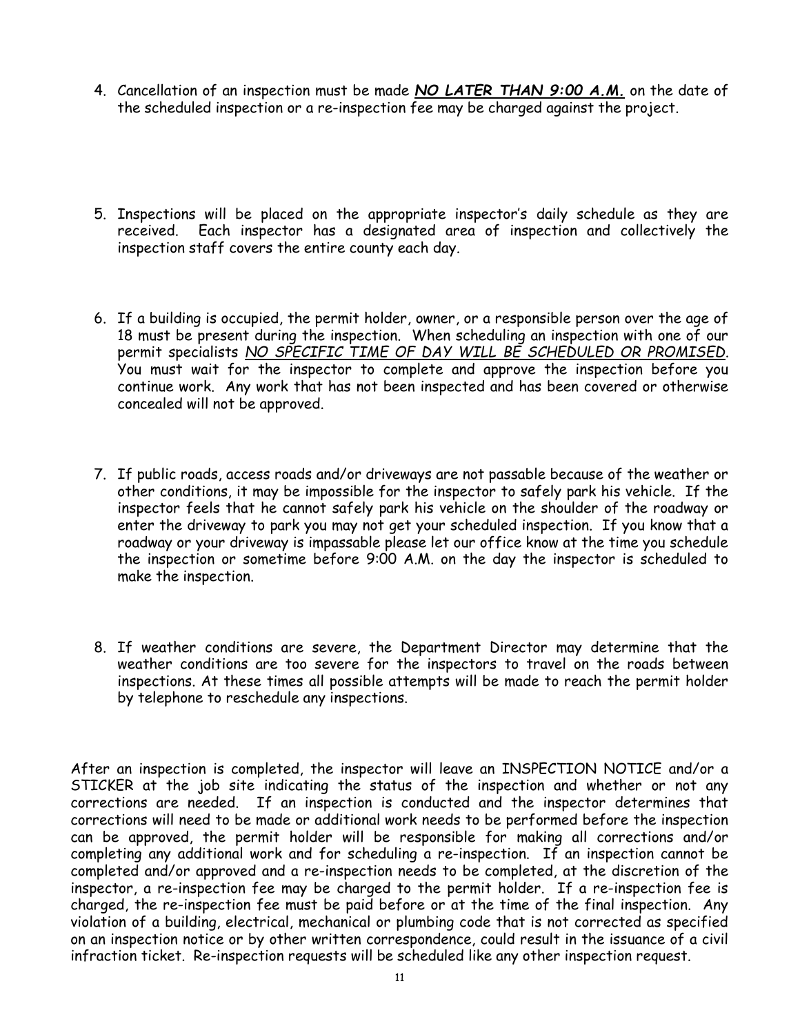4. Cancellation of an inspection must be made ***NO LATER THAN 9:00 A.M.*** on the date of the scheduled inspection or a re-inspection fee may be charged against the project.

5. Inspections will be placed on the appropriate inspector's daily schedule as they are received. Each inspector has a designated area of inspection and collectively the inspection staff covers the entire county each day.

6. If a building is occupied, the permit holder, owner, or a responsible person over the age of 18 must be present during the inspection. When scheduling an inspection with one of our permit specialists *NO SPECIFIC TIME OF DAY WILL BE SCHEDULED OR PROMISED*. You must wait for the inspector to complete and approve the inspection before you continue work. Any work that has not been inspected and has been covered or otherwise concealed will not be approved.

7. If public roads, access roads and/or driveways are not passable because of the weather or other conditions, it may be impossible for the inspector to safely park his vehicle. If the inspector feels that he cannot safely park his vehicle on the shoulder of the roadway or enter the driveway to park you may not get your scheduled inspection. If you know that a roadway or your driveway is impassable please let our office know at the time you schedule the inspection or sometime before 9:00 A.M. on the day the inspector is scheduled to make the inspection.

8. If weather conditions are severe, the Department Director may determine that the weather conditions are too severe for the inspectors to travel on the roads between inspections. At these times all possible attempts will be made to reach the permit holder by telephone to reschedule any inspections.

After an inspection is completed, the inspector will leave an INSPECTION NOTICE and/or a STICKER at the job site indicating the status of the inspection and whether or not any corrections are needed. If an inspection is conducted and the inspector determines that corrections will need to be made or additional work needs to be performed before the inspection can be approved, the permit holder will be responsible for making all corrections and/or completing any additional work and for scheduling a re-inspection. If an inspection cannot be completed and/or approved and a re-inspection needs to be completed, at the discretion of the inspector, a re-inspection fee may be charged to the permit holder. If a re-inspection fee is charged, the re-inspection fee must be paid before or at the time of the final inspection. Any violation of a building, electrical, mechanical or plumbing code that is not corrected as specified on an inspection notice or by other written correspondence, could result in the issuance of a civil infraction ticket. Re-inspection requests will be scheduled like any other inspection request.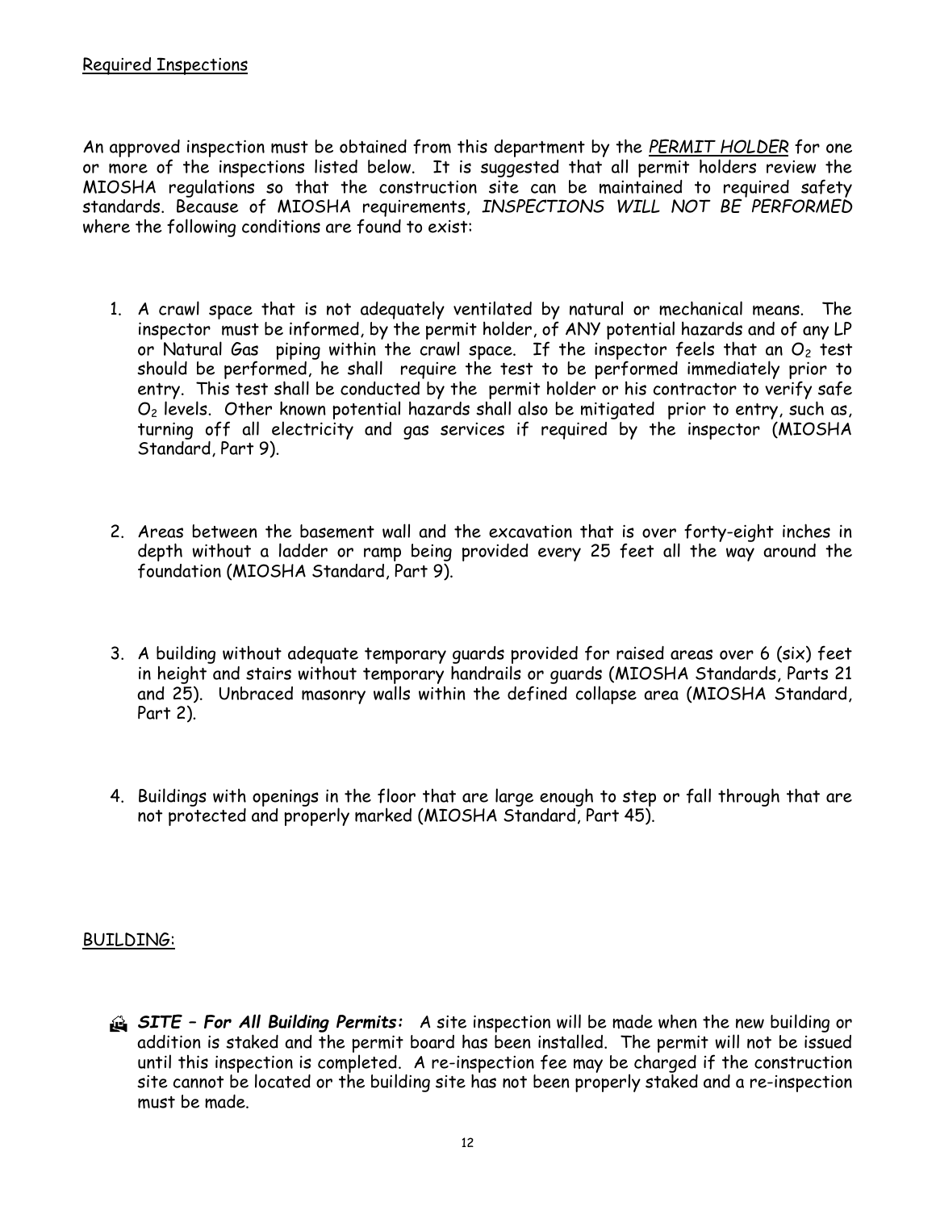## Required Inspections

An approved inspection must be obtained from this department by the ***PERMIT HOLDER*** for one or more of the inspections listed below. It is suggested that all permit holders review the MIOSHA regulations so that the construction site can be maintained to required safety standards. Because of MIOSHA requirements, *INSPECTIONS WILL NOT BE PERFORMED* where the following conditions are found to exist:

1. A crawl space that is not adequately ventilated by natural or mechanical means. The inspector must be informed, by the permit holder, of ANY potential hazards and of any LP or Natural Gas piping within the crawl space. If the inspector feels that an $O_2$ test should be performed, he shall require the test to be performed immediately prior to entry. This test shall be conducted by the permit holder or his contractor to verify safe $O_2$ levels. Other known potential hazards shall also be mitigated prior to entry, such as, turning off all electricity and gas services if required by the inspector (MIOSHA Standard, Part 9).

2. Areas between the basement wall and the excavation that is over forty-eight inches in depth without a ladder or ramp being provided every 25 feet all the way around the foundation (MIOSHA Standard, Part 9).

3. A building without adequate temporary guards provided for raised areas over 6 (six) feet in height and stairs without temporary handrails or guards (MIOSHA Standards, Parts 21 and 25). Unbraced masonry walls within the defined collapse area (MIOSHA Standard, Part 2).

4. Buildings with openings in the floor that are large enough to step or fall through that are not protected and properly marked (MIOSHA Standard, Part 45).

## BUILDING:

- ***SITE – For All Building Permits:*** A site inspection will be made when the new building or addition is staked and the permit board has been installed. The permit will not be issued until this inspection is completed. A re-inspection fee may be charged if the construction site cannot be located or the building site has not been properly staked and a re-inspection must be made.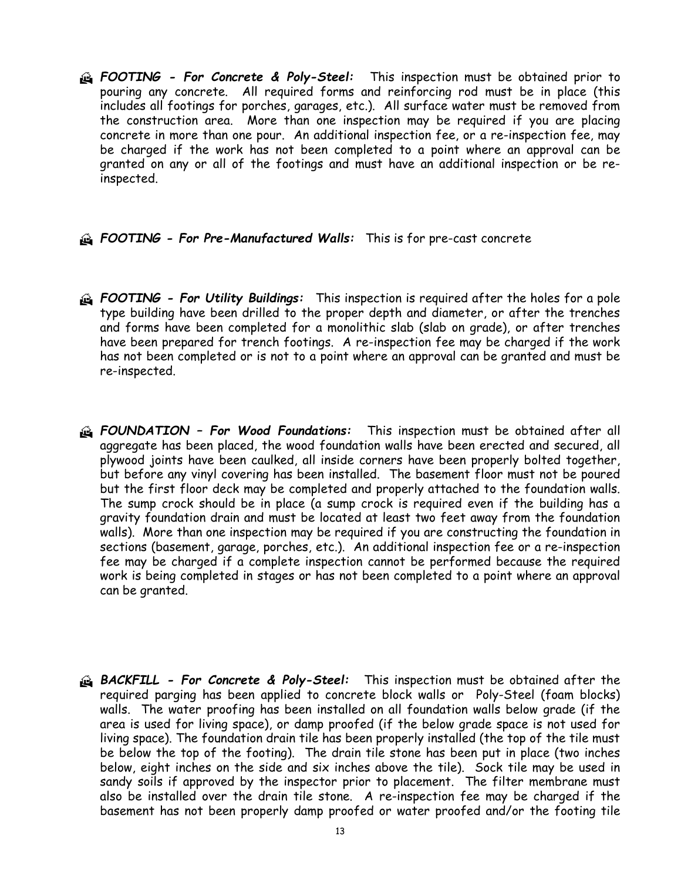- ***FOOTING - For Concrete & Poly-Steel:*** This inspection must be obtained prior to pouring any concrete. All required forms and reinforcing rod must be in place (this includes all footings for porches, garages, etc.). All surface water must be removed from the construction area. More than one inspection may be required if you are placing concrete in more than one pour. An additional inspection fee, or a re-inspection fee, may be charged if the work has not been completed to a point where an approval can be granted on any or all of the footings and must have an additional inspection or be re-inspected.

- ***FOOTING - For Pre-Manufactured Walls:*** This is for pre-cast concrete

- ***FOOTING - For Utility Buildings:*** This inspection is required after the holes for a pole type building have been drilled to the proper depth and diameter, or after the trenches and forms have been completed for a monolithic slab (slab on grade), or after trenches have been prepared for trench footings. A re-inspection fee may be charged if the work has not been completed or is not to a point where an approval can be granted and must be re-inspected.

- ***FOUNDATION – For Wood Foundations:*** This inspection must be obtained after all aggregate has been placed, the wood foundation walls have been erected and secured, all plywood joints have been caulked, all inside corners have been properly bolted together, but before any vinyl covering has been installed. The basement floor must not be poured but the first floor deck may be completed and properly attached to the foundation walls. The sump crock should be in place (a sump crock is required even if the building has a gravity foundation drain and must be located at least two feet away from the foundation walls). More than one inspection may be required if you are constructing the foundation in sections (basement, garage, porches, etc.). An additional inspection fee or a re-inspection fee may be charged if a complete inspection cannot be performed because the required work is being completed in stages or has not been completed to a point where an approval can be granted.

- ***BACKFILL - For Concrete & Poly-Steel:*** This inspection must be obtained after the required parging has been applied to concrete block walls or Poly-Steel (foam blocks) walls. The water proofing has been installed on all foundation walls below grade (if the area is used for living space), or damp proofed (if the below grade space is not used for living space). The foundation drain tile has been properly installed (the top of the tile must be below the top of the footing). The drain tile stone has been put in place (two inches below, eight inches on the side and six inches above the tile). Sock tile may be used in sandy soils if approved by the inspector prior to placement. The filter membrane must also be installed over the drain tile stone. A re-inspection fee may be charged if the basement has not been properly damp proofed or water proofed and/or the footing tile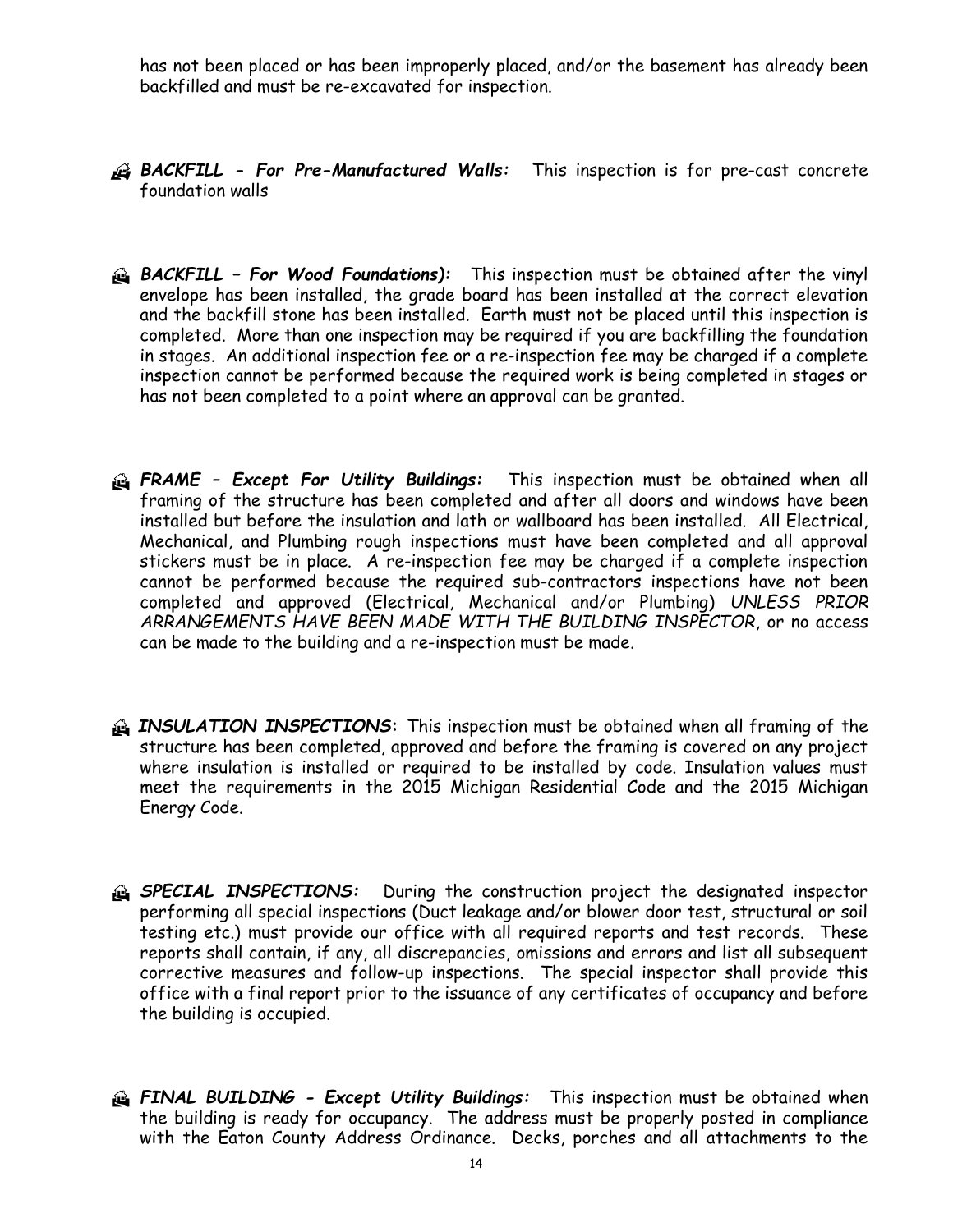has not been placed or has been improperly placed, and/or the basement has already been backfilled and must be re-excavated for inspection.

***BACKFILL - For Pre-Manufactured Walls:*** This inspection is for pre-cast concrete foundation walls

***BACKFILL – For Wood Foundations):*** This inspection must be obtained after the vinyl envelope has been installed, the grade board has been installed at the correct elevation and the backfill stone has been installed. Earth must not be placed until this inspection is completed. More than one inspection may be required if you are backfilling the foundation in stages. An additional inspection fee or a re-inspection fee may be charged if a complete inspection cannot be performed because the required work is being completed in stages or has not been completed to a point where an approval can be granted.

***FRAME – Except For Utility Buildings:*** This inspection must be obtained when all framing of the structure has been completed and after all doors and windows have been installed but before the insulation and lath or wallboard has been installed. All Electrical, Mechanical, and Plumbing rough inspections must have been completed and all approval stickers must be in place. A re-inspection fee may be charged if a complete inspection cannot be performed because the required sub-contractors inspections have not been completed and approved (Electrical, Mechanical and/or Plumbing) *UNLESS PRIOR ARRANGEMENTS HAVE BEEN MADE WITH THE BUILDING INSPECTOR*, or no access can be made to the building and a re-inspection must be made.

***INSULATION INSPECTIONS*:** This inspection must be obtained when all framing of the structure has been completed, approved and before the framing is covered on any project where insulation is installed or required to be installed by code. Insulation values must meet the requirements in the 2015 Michigan Residential Code and the 2015 Michigan Energy Code.

***SPECIAL INSPECTIONS:*** During the construction project the designated inspector performing all special inspections (Duct leakage and/or blower door test, structural or soil testing etc.) must provide our office with all required reports and test records. These reports shall contain, if any, all discrepancies, omissions and errors and list all subsequent corrective measures and follow-up inspections. The special inspector shall provide this office with a final report prior to the issuance of any certificates of occupancy and before the building is occupied.

***FINAL BUILDING - Except Utility Buildings:*** This inspection must be obtained when the building is ready for occupancy. The address must be properly posted in compliance with the Eaton County Address Ordinance. Decks, porches and all attachments to the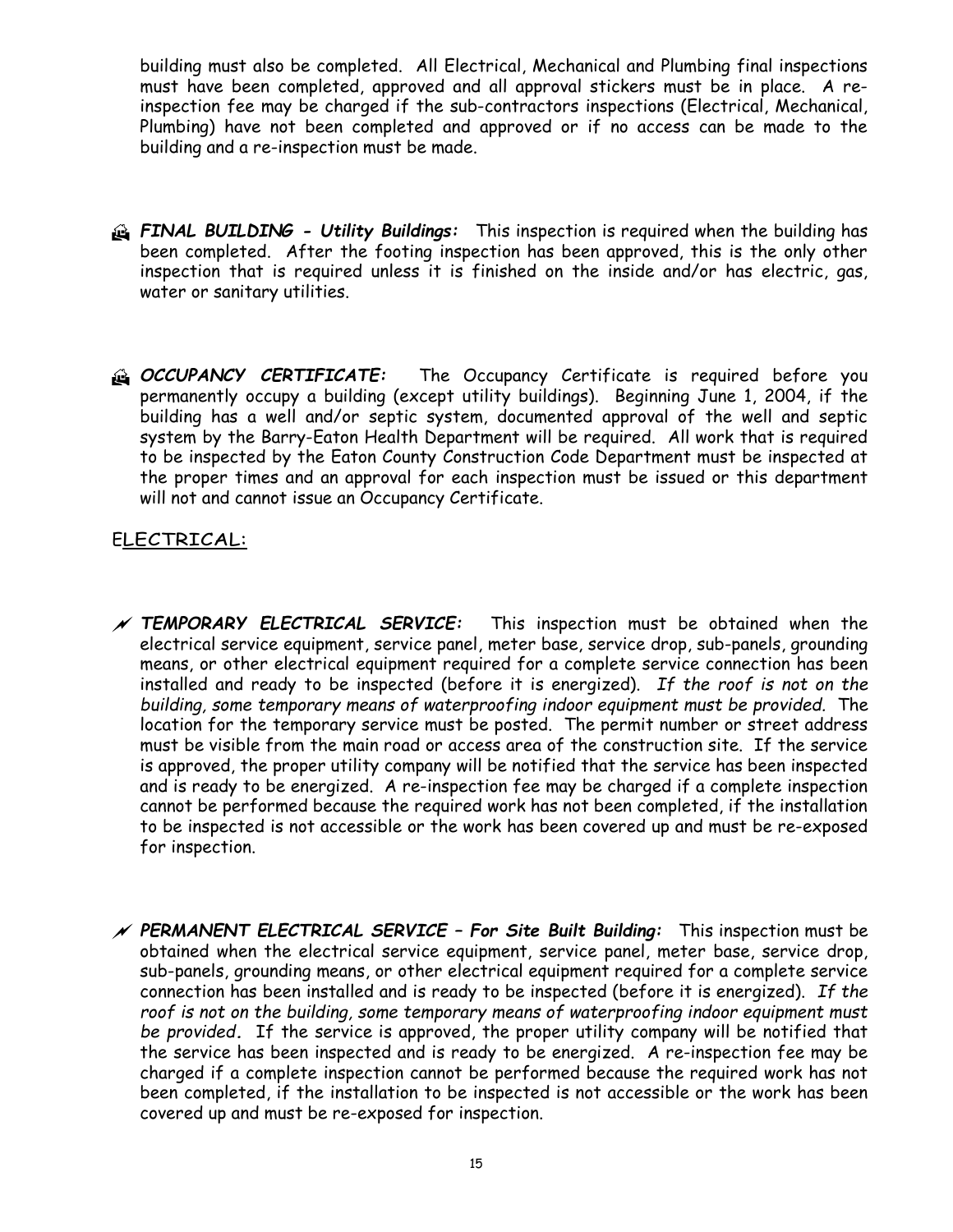building must also be completed. All Electrical, Mechanical and Plumbing final inspections must have been completed, approved and all approval stickers must be in place. A re-inspection fee may be charged if the sub-contractors inspections (Electrical, Mechanical, Plumbing) have not been completed and approved or if no access can be made to the building and a re-inspection must be made.

- ***FINAL BUILDING - Utility Buildings:*** This inspection is required when the building has been completed. After the footing inspection has been approved, this is the only other inspection that is required unless it is finished on the inside and/or has electric, gas, water or sanitary utilities.

- ***OCCUPANCY CERTIFICATE:*** The Occupancy Certificate is required before you permanently occupy a building (except utility buildings). Beginning June 1, 2004, if the building has a well and/or septic system, documented approval of the well and septic system by the Barry-Eaton Health Department will be required. All work that is required to be inspected by the Eaton County Construction Code Department must be inspected at the proper times and an approval for each inspection must be issued or this department will not and cannot issue an Occupancy Certificate.

## ELECTRICAL:

- ***TEMPORARY ELECTRICAL SERVICE:*** This inspection must be obtained when the electrical service equipment, service panel, meter base, service drop, sub-panels, grounding means, or other electrical equipment required for a complete service connection has been installed and ready to be inspected (before it is energized). *If the roof is not on the building, some temporary means of waterproofing indoor equipment must be provided.* The location for the temporary service must be posted. The permit number or street address must be visible from the main road or access area of the construction site. If the service is approved, the proper utility company will be notified that the service has been inspected and is ready to be energized. A re-inspection fee may be charged if a complete inspection cannot be performed because the required work has not been completed, if the installation to be inspected is not accessible or the work has been covered up and must be re-exposed for inspection.

- ***PERMANENT ELECTRICAL SERVICE – For Site Built Building:*** This inspection must be obtained when the electrical service equipment, service panel, meter base, service drop, sub-panels, grounding means, or other electrical equipment required for a complete service connection has been installed and is ready to be inspected (before it is energized). *If the roof is not on the building, some temporary means of waterproofing indoor equipment must be provided.* If the service is approved, the proper utility company will be notified that the service has been inspected and is ready to be energized. A re-inspection fee may be charged if a complete inspection cannot be performed because the required work has not been completed, if the installation to be inspected is not accessible or the work has been covered up and must be re-exposed for inspection.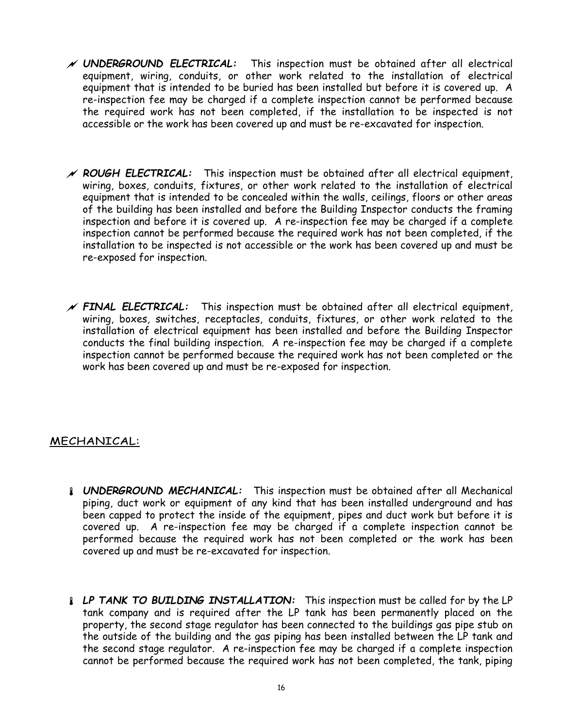- ***UNDERGROUND ELECTRICAL:*** This inspection must be obtained after all electrical equipment, wiring, conduits, or other work related to the installation of electrical equipment that is intended to be buried has been installed but before it is covered up. A re-inspection fee may be charged if a complete inspection cannot be performed because the required work has not been completed, if the installation to be inspected is not accessible or the work has been covered up and must be re-excavated for inspection.

- ***ROUGH ELECTRICAL:*** This inspection must be obtained after all electrical equipment, wiring, boxes, conduits, fixtures, or other work related to the installation of electrical equipment that is intended to be concealed within the walls, ceilings, floors or other areas of the building has been installed and before the Building Inspector conducts the framing inspection and before it is covered up. A re-inspection fee may be charged if a complete inspection cannot be performed because the required work has not been completed, if the installation to be inspected is not accessible or the work has been covered up and must be re-exposed for inspection.

- ***FINAL ELECTRICAL:*** This inspection must be obtained after all electrical equipment, wiring, boxes, switches, receptacles, conduits, fixtures, or other work related to the installation of electrical equipment has been installed and before the Building Inspector conducts the final building inspection. A re-inspection fee may be charged if a complete inspection cannot be performed because the required work has not been completed or the work has been covered up and must be re-exposed for inspection.

## MECHANICAL:

- ***UNDERGROUND MECHANICAL:*** This inspection must be obtained after all Mechanical piping, duct work or equipment of any kind that has been installed underground and has been capped to protect the inside of the equipment, pipes and duct work but before it is covered up. A re-inspection fee may be charged if a complete inspection cannot be performed because the required work has not been completed or the work has been covered up and must be re-excavated for inspection.

- ***LP TANK TO BUILDING INSTALLATION:*** This inspection must be called for by the LP tank company and is required after the LP tank has been permanently placed on the property, the second stage regulator has been connected to the buildings gas pipe stub on the outside of the building and the gas piping has been installed between the LP tank and the second stage regulator. A re-inspection fee may be charged if a complete inspection cannot be performed because the required work has not been completed, the tank, piping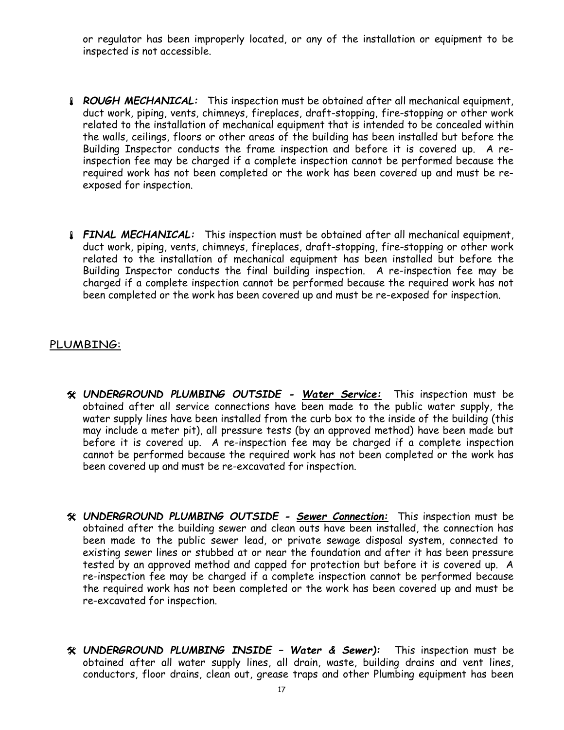or regulator has been improperly located, or any of the installation or equipment to be inspected is not accessible.

- ***ROUGH MECHANICAL:*** This inspection must be obtained after all mechanical equipment, duct work, piping, vents, chimneys, fireplaces, draft-stopping, fire-stopping or other work related to the installation of mechanical equipment that is intended to be concealed within the walls, ceilings, floors or other areas of the building has been installed but before the Building Inspector conducts the frame inspection and before it is covered up. A re-inspection fee may be charged if a complete inspection cannot be performed because the required work has not been completed or the work has been covered up and must be re-exposed for inspection.

- ***FINAL MECHANICAL:*** This inspection must be obtained after all mechanical equipment, duct work, piping, vents, chimneys, fireplaces, draft-stopping, fire-stopping or other work related to the installation of mechanical equipment has been installed but before the Building Inspector conducts the final building inspection. A re-inspection fee may be charged if a complete inspection cannot be performed because the required work has not been completed or the work has been covered up and must be re-exposed for inspection.

## PLUMBING:

- ***UNDERGROUND PLUMBING OUTSIDE - <u>Water Service:</u>*** This inspection must be obtained after all service connections have been made to the public water supply, the water supply lines have been installed from the curb box to the inside of the building (this may include a meter pit), all pressure tests (by an approved method) have been made but before it is covered up. A re-inspection fee may be charged if a complete inspection cannot be performed because the required work has not been completed or the work has been covered up and must be re-excavated for inspection.

- ***UNDERGROUND PLUMBING OUTSIDE - <u>Sewer Connection:</u>*** This inspection must be obtained after the building sewer and clean outs have been installed, the connection has been made to the public sewer lead, or private sewage disposal system, connected to existing sewer lines or stubbed at or near the foundation and after it has been pressure tested by an approved method and capped for protection but before it is covered up. A re-inspection fee may be charged if a complete inspection cannot be performed because the required work has not been completed or the work has been covered up and must be re-excavated for inspection.

- ***UNDERGROUND PLUMBING INSIDE – Water & Sewer):*** This inspection must be obtained after all water supply lines, all drain, waste, building drains and vent lines, conductors, floor drains, clean out, grease traps and other Plumbing equipment has been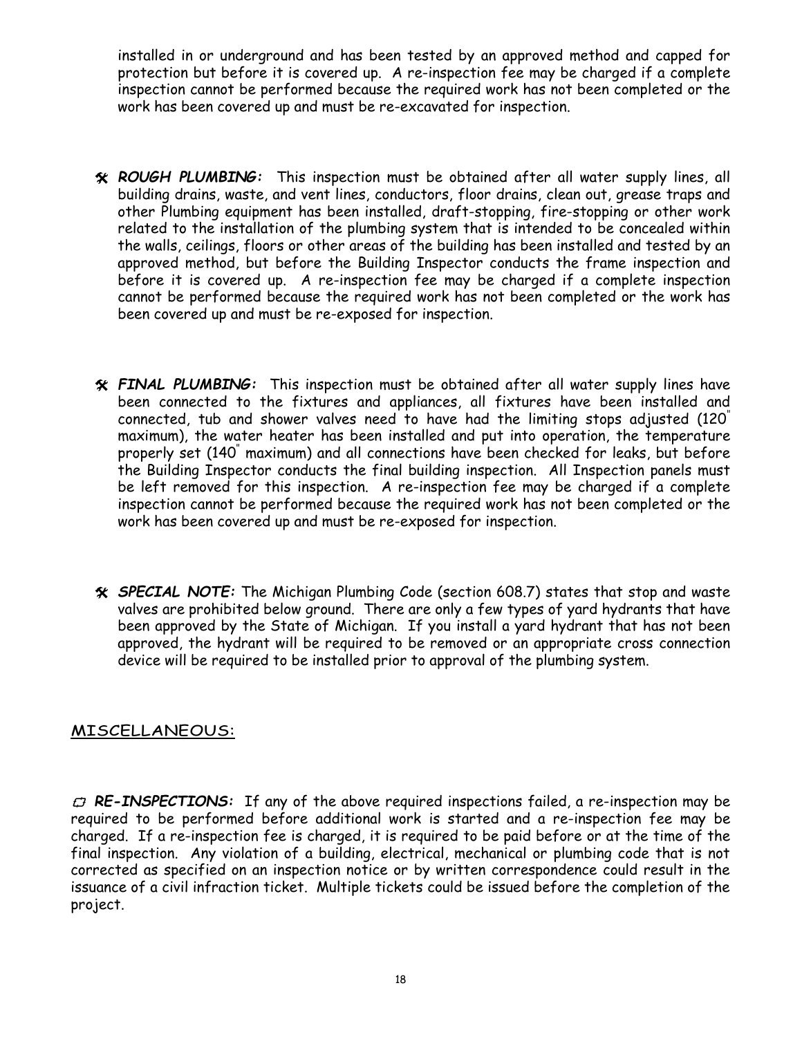installed in or underground and has been tested by an approved method and capped for protection but before it is covered up. A re-inspection fee may be charged if a complete inspection cannot be performed because the required work has not been completed or the work has been covered up and must be re-excavated for inspection.

- ***ROUGH PLUMBING:*** This inspection must be obtained after all water supply lines, all building drains, waste, and vent lines, conductors, floor drains, clean out, grease traps and other Plumbing equipment has been installed, draft-stopping, fire-stopping or other work related to the installation of the plumbing system that is intended to be concealed within the walls, ceilings, floors or other areas of the building has been installed and tested by an approved method, but before the Building Inspector conducts the frame inspection and before it is covered up. A re-inspection fee may be charged if a complete inspection cannot be performed because the required work has not been completed or the work has been covered up and must be re-exposed for inspection.

- ***FINAL PLUMBING:*** This inspection must be obtained after all water supply lines have been connected to the fixtures and appliances, all fixtures have been installed and connected, tub and shower valves need to have had the limiting stops adjusted (120" maximum), the water heater has been installed and put into operation, the temperature properly set (140" maximum) and all connections have been checked for leaks, but before the Building Inspector conducts the final building inspection. All Inspection panels must be left removed for this inspection. A re-inspection fee may be charged if a complete inspection cannot be performed because the required work has not been completed or the work has been covered up and must be re-exposed for inspection.

- ***SPECIAL NOTE:*** The Michigan Plumbing Code (section 608.7) states that stop and waste valves are prohibited below ground. There are only a few types of yard hydrants that have been approved by the State of Michigan. If you install a yard hydrant that has not been approved, the hydrant will be required to be removed or an appropriate cross connection device will be required to be installed prior to approval of the plumbing system.

## MISCELLANEOUS:

***RE-INSPECTIONS:*** If any of the above required inspections failed, a re-inspection may be required to be performed before additional work is started and a re-inspection fee may be charged. If a re-inspection fee is charged, it is required to be paid before or at the time of the final inspection. Any violation of a building, electrical, mechanical or plumbing code that is not corrected as specified on an inspection notice or by written correspondence could result in the issuance of a civil infraction ticket. Multiple tickets could be issued before the completion of the project.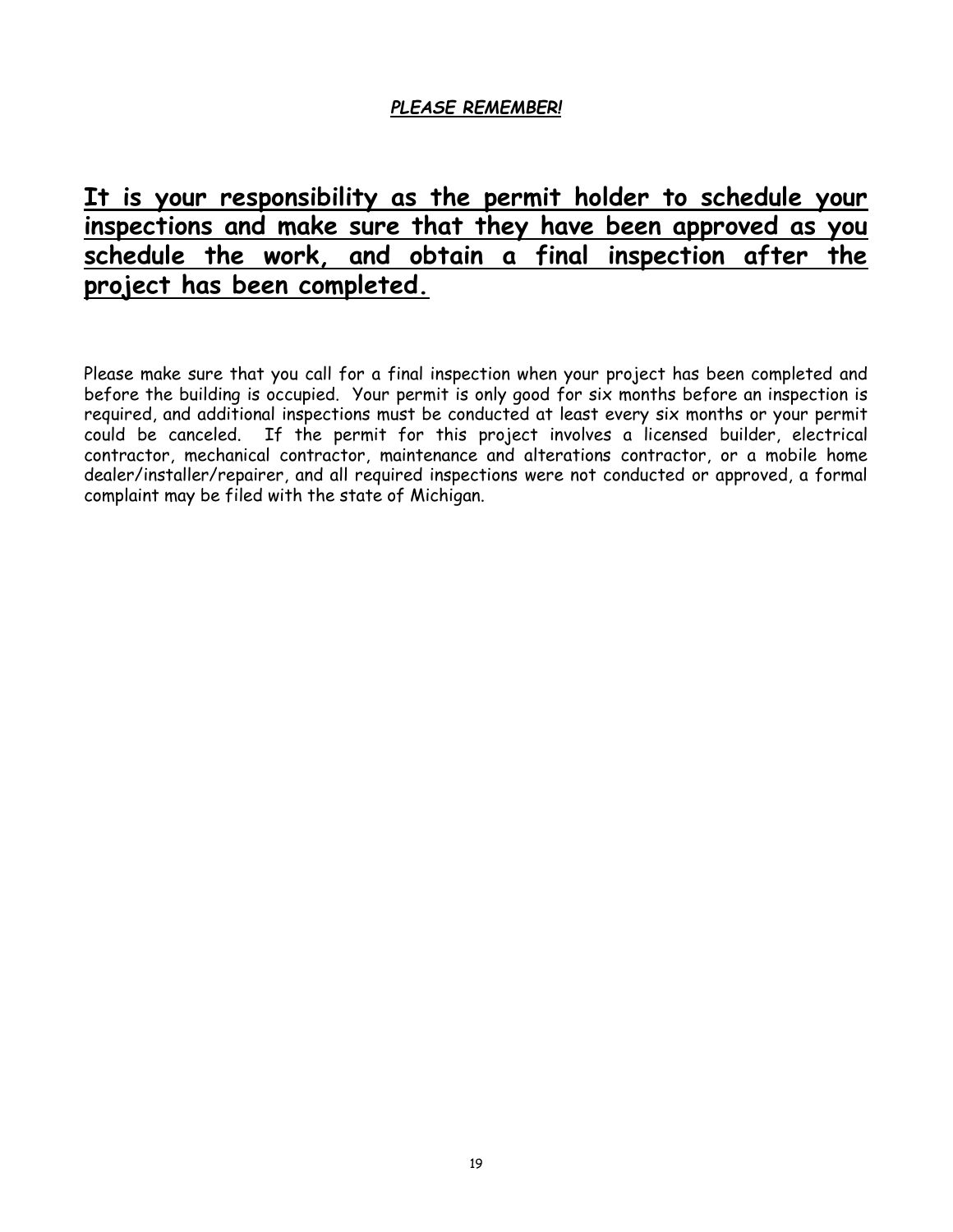***PLEASE REMEMBER!***

## **It is your responsibility as the permit holder to schedule your inspections and make sure that they have been approved as you schedule the work, and obtain a final inspection after the project has been completed.**

Please make sure that you call for a final inspection when your project has been completed and before the building is occupied. Your permit is only good for six months before an inspection is required, and additional inspections must be conducted at least every six months or your permit could be canceled. If the permit for this project involves a licensed builder, electrical contractor, mechanical contractor, maintenance and alterations contractor, or a mobile home dealer/installer/repairer, and all required inspections were not conducted or approved, a formal complaint may be filed with the state of Michigan.